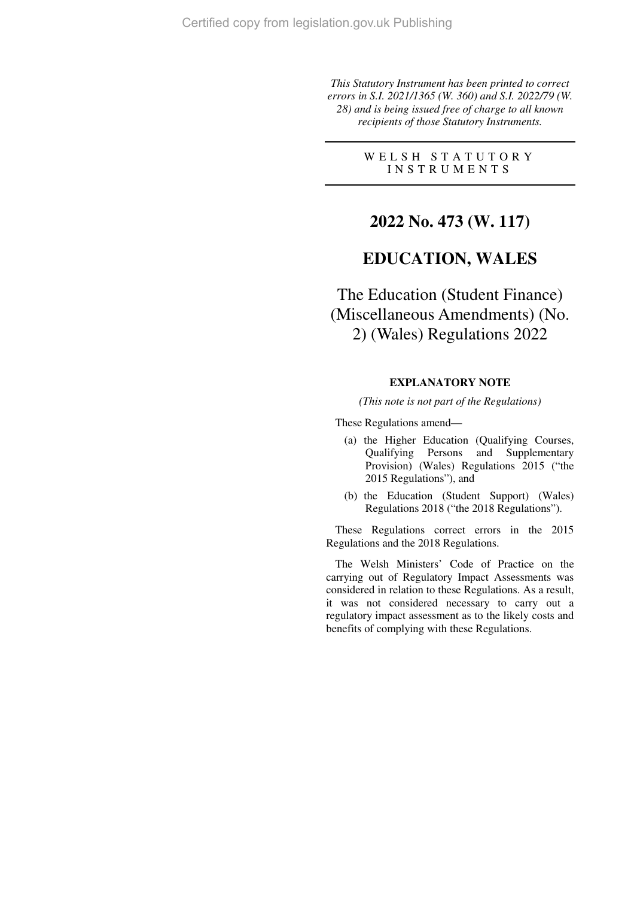*This Statutory Instrument has been printed to correct errors in S.I. 2021/1365 (W. 360) and S.I. 2022/79 (W. 28) and is being issued free of charge to all known recipients of those Statutory Instruments.*

WELSH STATUTORY INSTRUMENTS

# 2022 No. 473 (W. 117)

# EDUCATION, WALES

## The Education (Student Finance) (Miscellaneous Amendments) (No. 2) (Wales) Regulations 2022

### EXPLANATORY NOTE

*(This note is not part of the Regulations)*

These Regulations amend—

(a) the Higher Education (Qualifying Courses, Qualifying Persons and Supplementary Provision) (Wales) Regulations 2015 ("the 2015 Regulations"), and

(b) the Education (Student Support) (Wales) Regulations 2018 ("the 2018 Regulations").

These Regulations correct errors in the 2015 Regulations and the 2018 Regulations.

The Welsh Ministers' Code of Practice on the carrying out of Regulatory Impact Assessments was considered in relation to these Regulations. As a result, it was not considered necessary to carry out a regulatory impact assessment as to the likely costs and benefits of complying with these Regulations.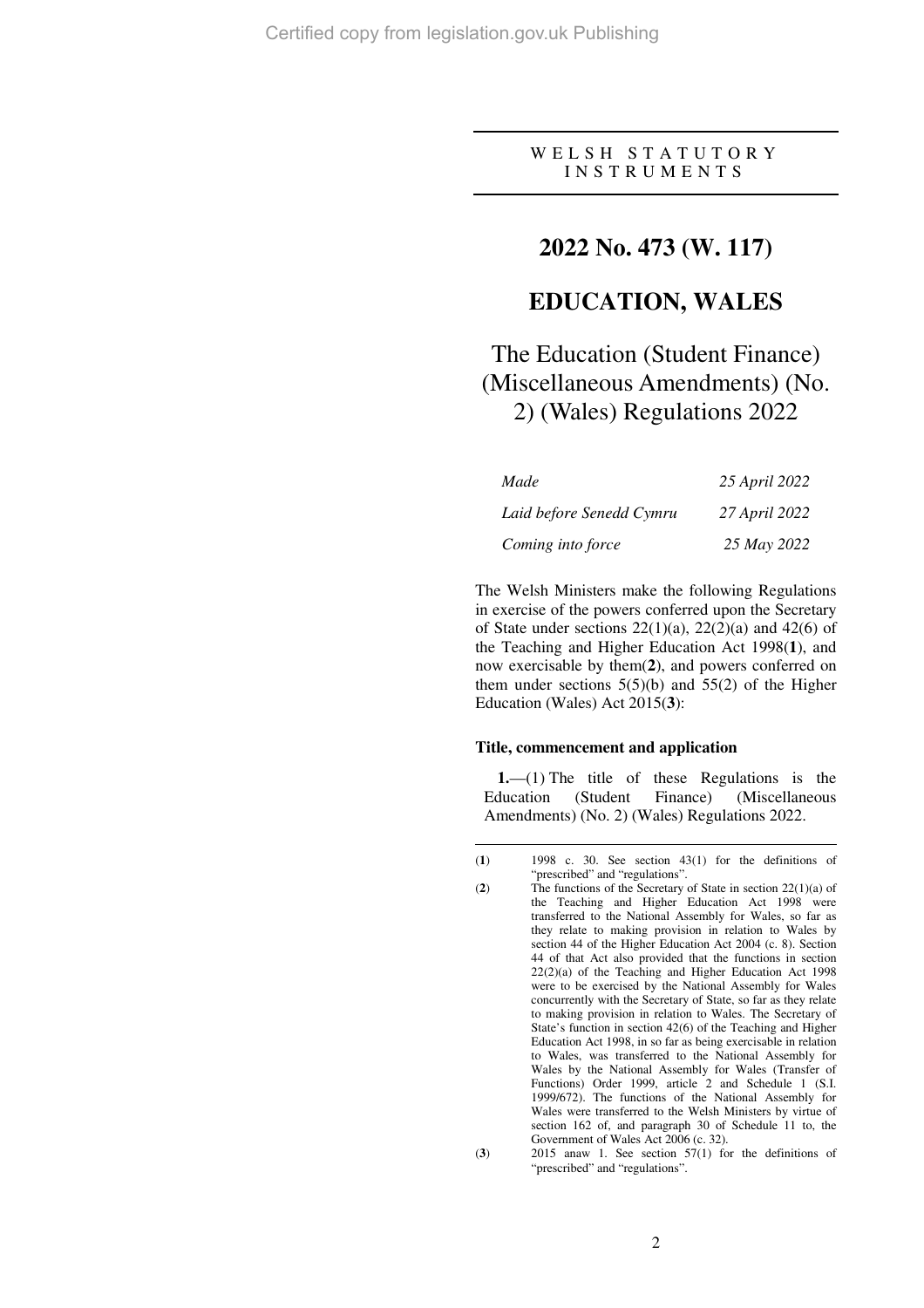Certified copy from legislation.gov.uk Publishing

WELSH STATUTORY INSTRUMENTS

# 2022 No. 473 (W. 117)

# EDUCATION, WALES

## The Education (Student Finance) (Miscellaneous Amendments) (No. 2) (Wales) Regulations 2022

| | |
|---|---|
| *Made* | *25 April 2022* |
| *Laid before Senedd Cymru* | *27 April 2022* |
| *Coming into force* | *25 May 2022* |

The Welsh Ministers make the following Regulations in exercise of the powers conferred upon the Secretary of State under sections 22(1)(a), 22(2)(a) and 42(6) of the Teaching and Higher Education Act 1998(**1**), and now exercisable by them(**2**), and powers conferred on them under sections 5(5)(b) and 55(2) of the Higher Education (Wales) Act 2015(**3**):

### Title, commencement and application

**1.**—(1) The title of these Regulations is the Education (Student Finance) (Miscellaneous Amendments) (No. 2) (Wales) Regulations 2022.

---

(**1**) 1998 c. 30. See section 43(1) for the definitions of "prescribed" and "regulations".

(**2**) The functions of the Secretary of State in section 22(1)(a) of the Teaching and Higher Education Act 1998 were transferred to the National Assembly for Wales, so far as they relate to making provision in relation to Wales by section 44 of the Higher Education Act 2004 (c. 8). Section 44 of that Act also provided that the functions in section 22(2)(a) of the Teaching and Higher Education Act 1998 were to be exercised by the National Assembly for Wales concurrently with the Secretary of State, so far as they relate to making provision in relation to Wales. The Secretary of State's function in section 42(6) of the Teaching and Higher Education Act 1998, in so far as being exercisable in relation to Wales, was transferred to the National Assembly for Wales by the National Assembly for Wales (Transfer of Functions) Order 1999, article 2 and Schedule 1 (S.I. 1999/672). The functions of the National Assembly for Wales were transferred to the Welsh Ministers by virtue of section 162 of, and paragraph 30 of Schedule 11 to, the Government of Wales Act 2006 (c. 32).

(**3**) 2015 anaw 1. See section 57(1) for the definitions of "prescribed" and "regulations".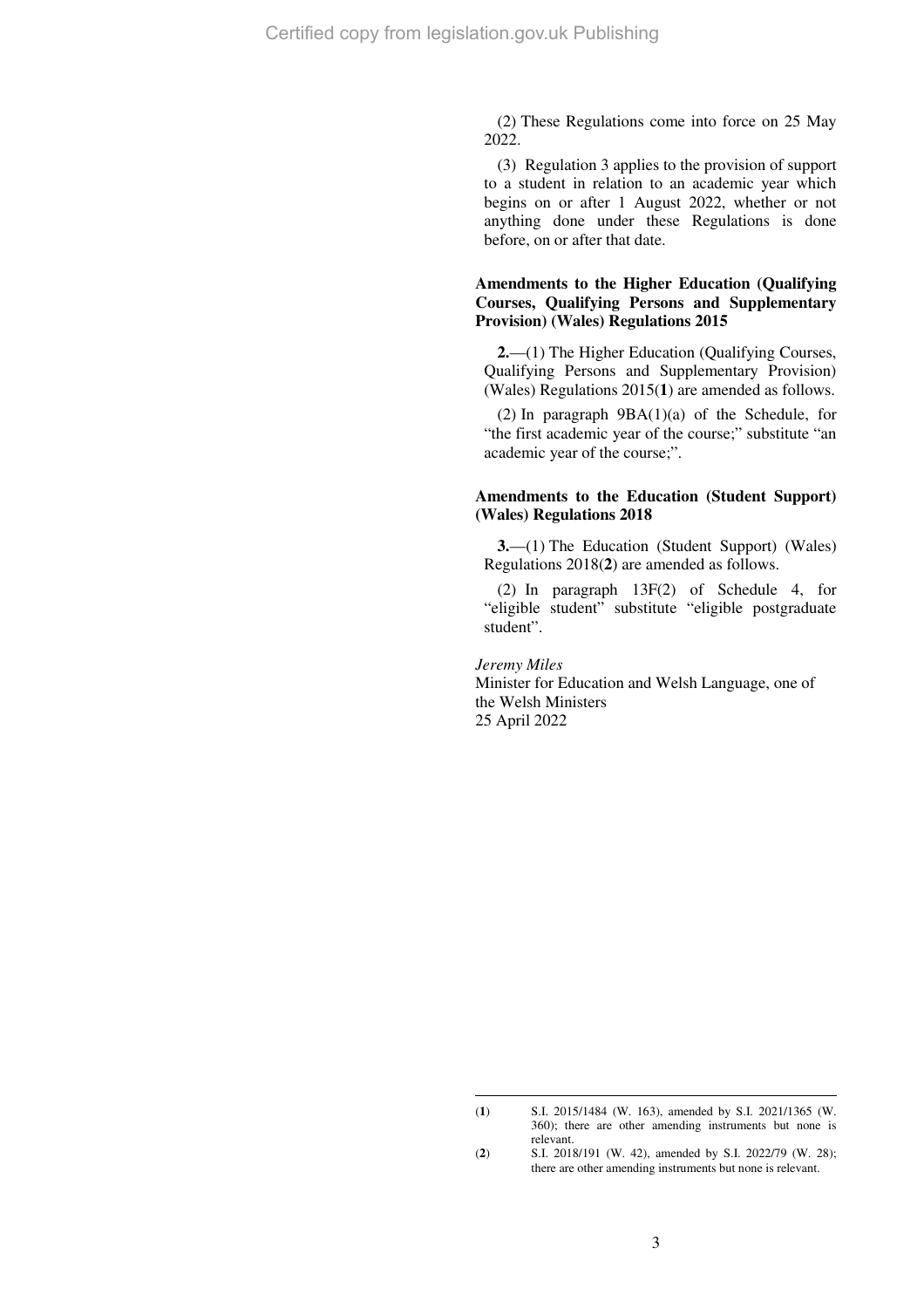(2) These Regulations come into force on 25 May 2022.

(3) Regulation 3 applies to the provision of support to a student in relation to an academic year which begins on or after 1 August 2022, whether or not anything done under these Regulations is done before, on or after that date.

### Amendments to the Higher Education (Qualifying Courses, Qualifying Persons and Supplementary Provision) (Wales) Regulations 2015

**2.**—(1) The Higher Education (Qualifying Courses, Qualifying Persons and Supplementary Provision) (Wales) Regulations 2015([1]) are amended as follows.

(2) In paragraph 9BA(1)(a) of the Schedule, for "the first academic year of the course;" substitute "an academic year of the course;".

### Amendments to the Education (Student Support) (Wales) Regulations 2018

**3.**—(1) The Education (Student Support) (Wales) Regulations 2018([2]) are amended as follows.

(2) In paragraph 13F(2) of Schedule 4, for "eligible student" substitute "eligible postgraduate student".

*Jeremy Miles*
Minister for Education and Welsh Language, one of the Welsh Ministers
25 April 2022

---

([1]) S.I. 2015/1484 (W. 163), amended by S.I. 2021/1365 (W. 360); there are other amending instruments but none is relevant.

([2]) S.I. 2018/191 (W. 42), amended by S.I. 2022/79 (W. 28); there are other amending instruments but none is relevant.